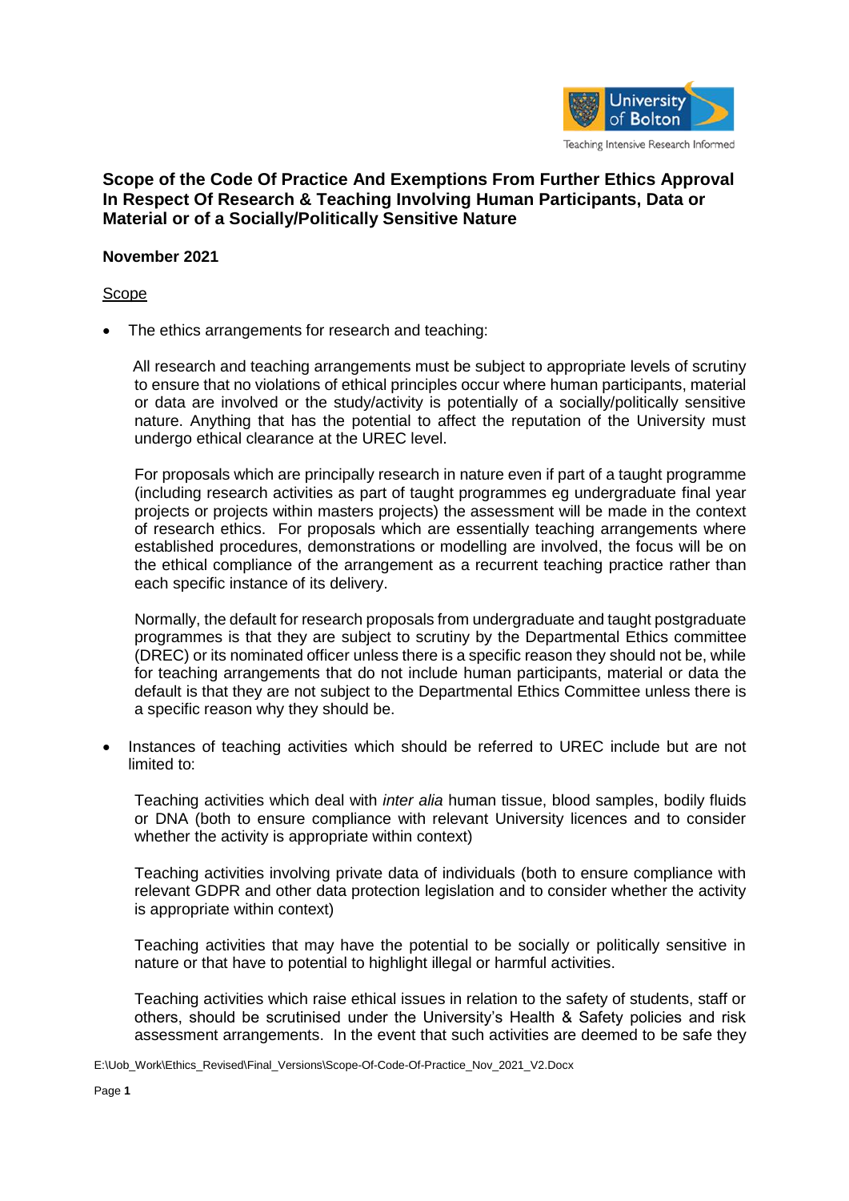**Scope of the Code Of Practice And Exemptions From Further Ethics Approval In Respect Of Research & Teaching Involving Human Participants, Data or Material or of a Socially/Politically Sensitive Nature**

**November 2021**

Scope

- The ethics arrangements for research and teaching:

  All research and teaching arrangements must be subject to appropriate levels of scrutiny to ensure that no violations of ethical principles occur where human participants, material or data are involved or the study/activity is potentially of a socially/politically sensitive nature. Anything that has the potential to affect the reputation of the University must undergo ethical clearance at the UREC level.

  For proposals which are principally research in nature even if part of a taught programme (including research activities as part of taught programmes eg undergraduate final year projects or projects within masters projects) the assessment will be made in the context of research ethics. For proposals which are essentially teaching arrangements where established procedures, demonstrations or modelling are involved, the focus will be on the ethical compliance of the arrangement as a recurrent teaching practice rather than each specific instance of its delivery.

  Normally, the default for research proposals from undergraduate and taught postgraduate programmes is that they are subject to scrutiny by the Departmental Ethics committee (DREC) or its nominated officer unless there is a specific reason they should not be, while for teaching arrangements that do not include human participants, material or data the default is that they are not subject to the Departmental Ethics Committee unless there is a specific reason why they should be.

- Instances of teaching activities which should be referred to UREC include but are not limited to:

  Teaching activities which deal with *inter alia* human tissue, blood samples, bodily fluids or DNA (both to ensure compliance with relevant University licences and to consider whether the activity is appropriate within context)

  Teaching activities involving private data of individuals (both to ensure compliance with relevant GDPR and other data protection legislation and to consider whether the activity is appropriate within context)

  Teaching activities that may have the potential to be socially or politically sensitive in nature or that have to potential to highlight illegal or harmful activities.

  Teaching activities which raise ethical issues in relation to the safety of students, staff or others, should be scrutinised under the University's Health & Safety policies and risk assessment arrangements. In the event that such activities are deemed to be safe they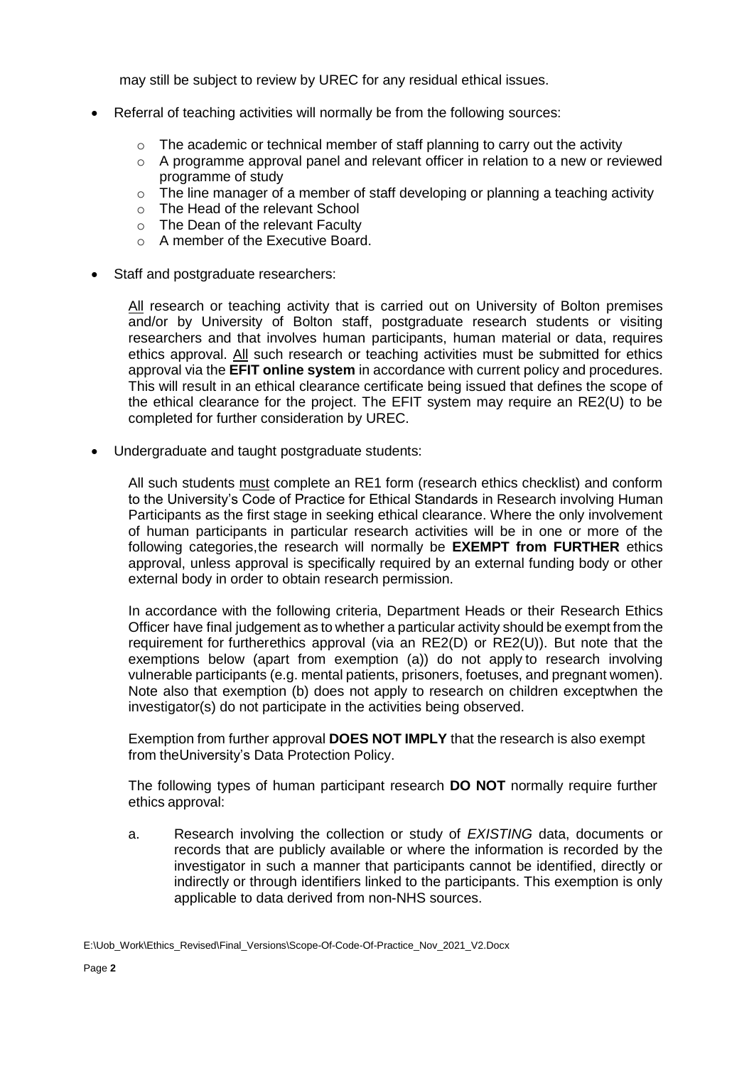may still be subject to review by UREC for any residual ethical issues.

- Referral of teaching activities will normally be from the following sources:
    - The academic or technical member of staff planning to carry out the activity
    - A programme approval panel and relevant officer in relation to a new or reviewed programme of study
    - The line manager of a member of staff developing or planning a teaching activity
    - The Head of the relevant School
    - The Dean of the relevant Faculty
    - A member of the Executive Board.

- Staff and postgraduate researchers:

  <u>All</u> research or teaching activity that is carried out on University of Bolton premises and/or by University of Bolton staff, postgraduate research students or visiting researchers and that involves human participants, human material or data, requires ethics approval. <u>All</u> such research or teaching activities must be submitted for ethics approval via the **EFIT online system** in accordance with current policy and procedures. This will result in an ethical clearance certificate being issued that defines the scope of the ethical clearance for the project. The EFIT system may require an RE2(U) to be completed for further consideration by UREC.

- Undergraduate and taught postgraduate students:

  All such students <u>must</u> complete an RE1 form (research ethics checklist) and conform to the University's Code of Practice for Ethical Standards in Research involving Human Participants as the first stage in seeking ethical clearance. Where the only involvement of human participants in particular research activities will be in one or more of the following categories, the research will normally be **EXEMPT from FURTHER** ethics approval, unless approval is specifically required by an external funding body or other external body in order to obtain research permission.

  In accordance with the following criteria, Department Heads or their Research Ethics Officer have final judgement as to whether a particular activity should be exempt from the requirement for further ethics approval (via an RE2(D) or RE2(U)). But note that the exemptions below (apart from exemption (a)) do not apply to research involving vulnerable participants (e.g. mental patients, prisoners, foetuses, and pregnant women). Note also that exemption (b) does not apply to research on children except when the investigator(s) do not participate in the activities being observed.

  Exemption from further approval **DOES NOT IMPLY** that the research is also exempt from the University's Data Protection Policy.

  The following types of human participant research **DO NOT** normally require further ethics approval:

  a. Research involving the collection or study of *EXISTING* data, documents or records that are publicly available or where the information is recorded by the investigator in such a manner that participants cannot be identified, directly or indirectly or through identifiers linked to the participants. This exemption is only applicable to data derived from non-NHS sources.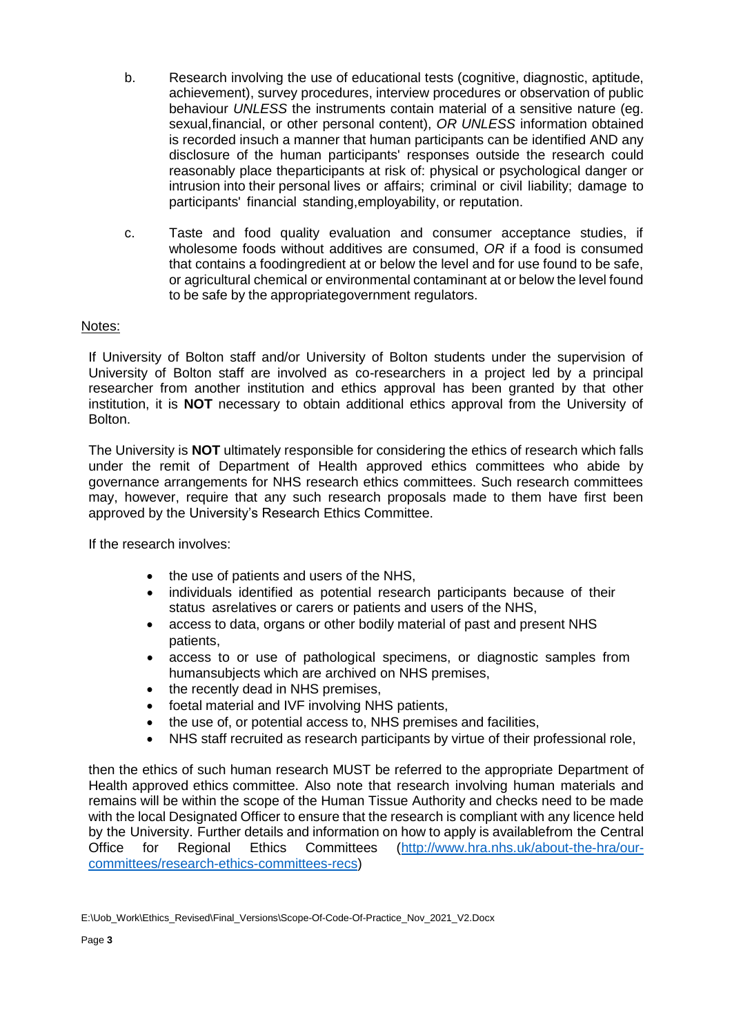b. Research involving the use of educational tests (cognitive, diagnostic, aptitude, achievement), survey procedures, interview procedures or observation of public behaviour *UNLESS* the instruments contain material of a sensitive nature (eg. sexual,financial, or other personal content), *OR UNLESS* information obtained is recorded insuch a manner that human participants can be identified AND any disclosure of the human participants' responses outside the research could reasonably place theparticipants at risk of: physical or psychological danger or intrusion into their personal lives or affairs; criminal or civil liability; damage to participants' financial standing,employability, or reputation.

c. Taste and food quality evaluation and consumer acceptance studies, if wholesome foods without additives are consumed, *OR* if a food is consumed that contains a foodingredient at or below the level and for use found to be safe, or agricultural chemical or environmental contaminant at or below the level found to be safe by the appropriategovernment regulators.

Notes:

If University of Bolton staff and/or University of Bolton students under the supervision of University of Bolton staff are involved as co-researchers in a project led by a principal researcher from another institution and ethics approval has been granted by that other institution, it is **NOT** necessary to obtain additional ethics approval from the University of Bolton.

The University is **NOT** ultimately responsible for considering the ethics of research which falls under the remit of Department of Health approved ethics committees who abide by governance arrangements for NHS research ethics committees. Such research committees may, however, require that any such research proposals made to them have first been approved by the University's Research Ethics Committee.

If the research involves:

- the use of patients and users of the NHS,
- individuals identified as potential research participants because of their status asrelatives or carers or patients and users of the NHS,
- access to data, organs or other bodily material of past and present NHS patients,
- access to or use of pathological specimens, or diagnostic samples from humansubjects which are archived on NHS premises,
- the recently dead in NHS premises,
- foetal material and IVF involving NHS patients,
- the use of, or potential access to, NHS premises and facilities,
- NHS staff recruited as research participants by virtue of their professional role,

then the ethics of such human research MUST be referred to the appropriate Department of Health approved ethics committee. Also note that research involving human materials and remains will be within the scope of the Human Tissue Authority and checks need to be made with the local Designated Officer to ensure that the research is compliant with any licence held by the University. Further details and information on how to apply is availablefrom the Central Office for Regional Ethics Committees (http://www.hra.nhs.uk/about-the-hra/our-committees/research-ethics-committees-recs)

E:\Uob_Work\Ethics_Revised\Final_Versions\Scope-Of-Code-Of-Practice_Nov_2021_V2.Docx